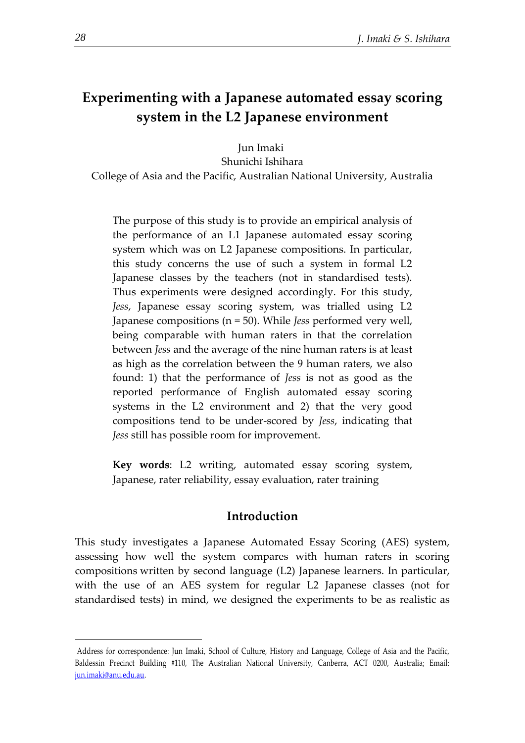# Experimenting with a Japanese automated essay scoring system in the L2 Japanese environment

Jun Imaki
Shunichi Ishihara
College of Asia and the Pacific, Australian National University, Australia

> The purpose of this study is to provide an empirical analysis of the performance of an L1 Japanese automated essay scoring system which was on L2 Japanese compositions. In particular, this study concerns the use of such a system in formal L2 Japanese classes by the teachers (not in standardised tests). Thus experiments were designed accordingly. For this study, *Jess*, Japanese essay scoring system, was trialled using L2 Japanese compositions (n = 50). While *Jess* performed very well, being comparable with human raters in that the correlation between *Jess* and the average of the nine human raters is at least as high as the correlation between the 9 human raters, we also found: 1) that the performance of *Jess* is not as good as the reported performance of English automated essay scoring systems in the L2 environment and 2) that the very good compositions tend to be under-scored by *Jess*, indicating that *Jess* still has possible room for improvement.
>
> **Key words**: L2 writing, automated essay scoring system, Japanese, rater reliability, essay evaluation, rater training

## Introduction

This study investigates a Japanese Automated Essay Scoring (AES) system, assessing how well the system compares with human raters in scoring compositions written by second language (L2) Japanese learners. In particular, with the use of an AES system for regular L2 Japanese classes (not for standardised tests) in mind, we designed the experiments to be as realistic as

---

Address for correspondence: Jun Imaki, School of Culture, History and Language, College of Asia and the Pacific, Baldessin Precinct Building #110, The Australian National University, Canberra, ACT 0200, Australia; Email: jun.imaki@anu.edu.au.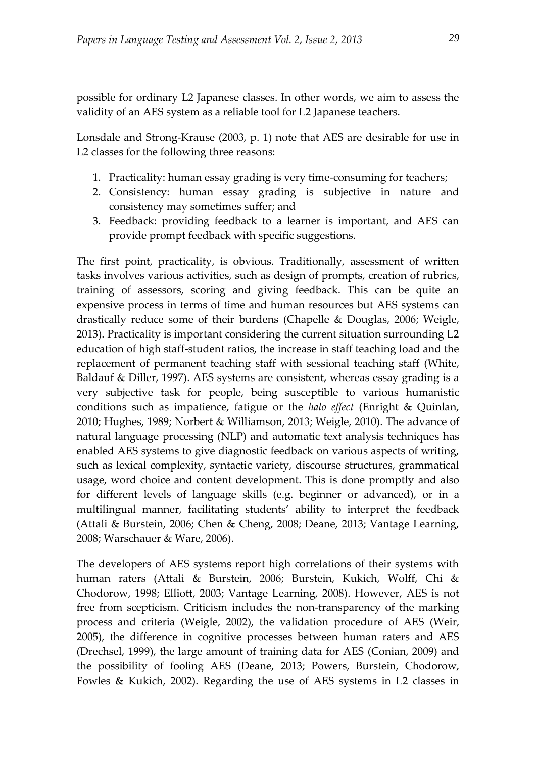possible for ordinary L2 Japanese classes. In other words, we aim to assess the validity of an AES system as a reliable tool for L2 Japanese teachers.

Lonsdale and Strong-Krause (2003, p. 1) note that AES are desirable for use in L2 classes for the following three reasons:

1. Practicality: human essay grading is very time-consuming for teachers;
2. Consistency: human essay grading is subjective in nature and consistency may sometimes suffer; and
3. Feedback: providing feedback to a learner is important, and AES can provide prompt feedback with specific suggestions.

The first point, practicality, is obvious. Traditionally, assessment of written tasks involves various activities, such as design of prompts, creation of rubrics, training of assessors, scoring and giving feedback. This can be quite an expensive process in terms of time and human resources but AES systems can drastically reduce some of their burdens (Chapelle & Douglas, 2006; Weigle, 2013). Practicality is important considering the current situation surrounding L2 education of high staff-student ratios, the increase in staff teaching load and the replacement of permanent teaching staff with sessional teaching staff (White, Baldauf & Diller, 1997). AES systems are consistent, whereas essay grading is a very subjective task for people, being susceptible to various humanistic conditions such as impatience, fatigue or the *halo effect* (Enright & Quinlan, 2010; Hughes, 1989; Norbert & Williamson, 2013; Weigle, 2010). The advance of natural language processing (NLP) and automatic text analysis techniques has enabled AES systems to give diagnostic feedback on various aspects of writing, such as lexical complexity, syntactic variety, discourse structures, grammatical usage, word choice and content development. This is done promptly and also for different levels of language skills (e.g. beginner or advanced), or in a multilingual manner, facilitating students' ability to interpret the feedback (Attali & Burstein, 2006; Chen & Cheng, 2008; Deane, 2013; Vantage Learning, 2008; Warschauer & Ware, 2006).

The developers of AES systems report high correlations of their systems with human raters (Attali & Burstein, 2006; Burstein, Kukich, Wolff, Chi & Chodorow, 1998; Elliott, 2003; Vantage Learning, 2008). However, AES is not free from scepticism. Criticism includes the non-transparency of the marking process and criteria (Weigle, 2002), the validation procedure of AES (Weir, 2005), the difference in cognitive processes between human raters and AES (Drechsel, 1999), the large amount of training data for AES (Conian, 2009) and the possibility of fooling AES (Deane, 2013; Powers, Burstein, Chodorow, Fowles & Kukich, 2002). Regarding the use of AES systems in L2 classes in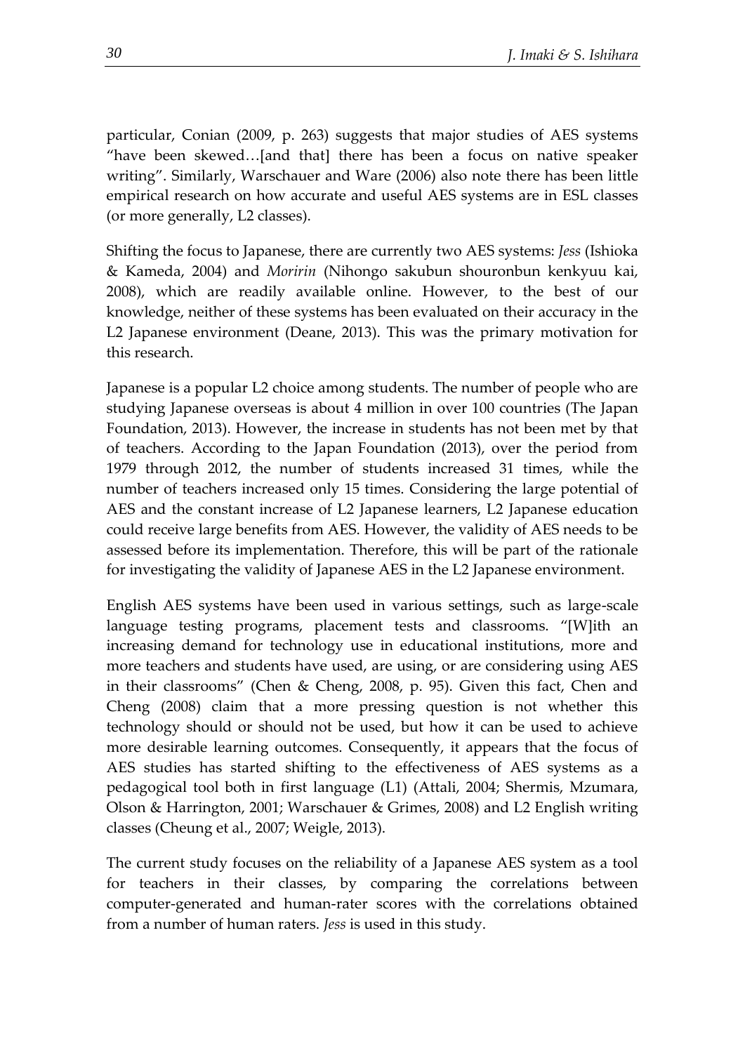particular, Conian (2009, p. 263) suggests that major studies of AES systems "have been skewed…[and that] there has been a focus on native speaker writing". Similarly, Warschauer and Ware (2006) also note there has been little empirical research on how accurate and useful AES systems are in ESL classes (or more generally, L2 classes).

Shifting the focus to Japanese, there are currently two AES systems: *Jess* (Ishioka & Kameda, 2004) and *Moririn* (Nihongo sakubun shouronbun kenkyuu kai, 2008), which are readily available online. However, to the best of our knowledge, neither of these systems has been evaluated on their accuracy in the L2 Japanese environment (Deane, 2013). This was the primary motivation for this research.

Japanese is a popular L2 choice among students. The number of people who are studying Japanese overseas is about 4 million in over 100 countries (The Japan Foundation, 2013). However, the increase in students has not been met by that of teachers. According to the Japan Foundation (2013), over the period from 1979 through 2012, the number of students increased 31 times, while the number of teachers increased only 15 times. Considering the large potential of AES and the constant increase of L2 Japanese learners, L2 Japanese education could receive large benefits from AES. However, the validity of AES needs to be assessed before its implementation. Therefore, this will be part of the rationale for investigating the validity of Japanese AES in the L2 Japanese environment.

English AES systems have been used in various settings, such as large-scale language testing programs, placement tests and classrooms. "[W]ith an increasing demand for technology use in educational institutions, more and more teachers and students have used, are using, or are considering using AES in their classrooms" (Chen & Cheng, 2008, p. 95). Given this fact, Chen and Cheng (2008) claim that a more pressing question is not whether this technology should or should not be used, but how it can be used to achieve more desirable learning outcomes. Consequently, it appears that the focus of AES studies has started shifting to the effectiveness of AES systems as a pedagogical tool both in first language (L1) (Attali, 2004; Shermis, Mzumara, Olson & Harrington, 2001; Warschauer & Grimes, 2008) and L2 English writing classes (Cheung et al., 2007; Weigle, 2013).

The current study focuses on the reliability of a Japanese AES system as a tool for teachers in their classes, by comparing the correlations between computer-generated and human-rater scores with the correlations obtained from a number of human raters. *Jess* is used in this study.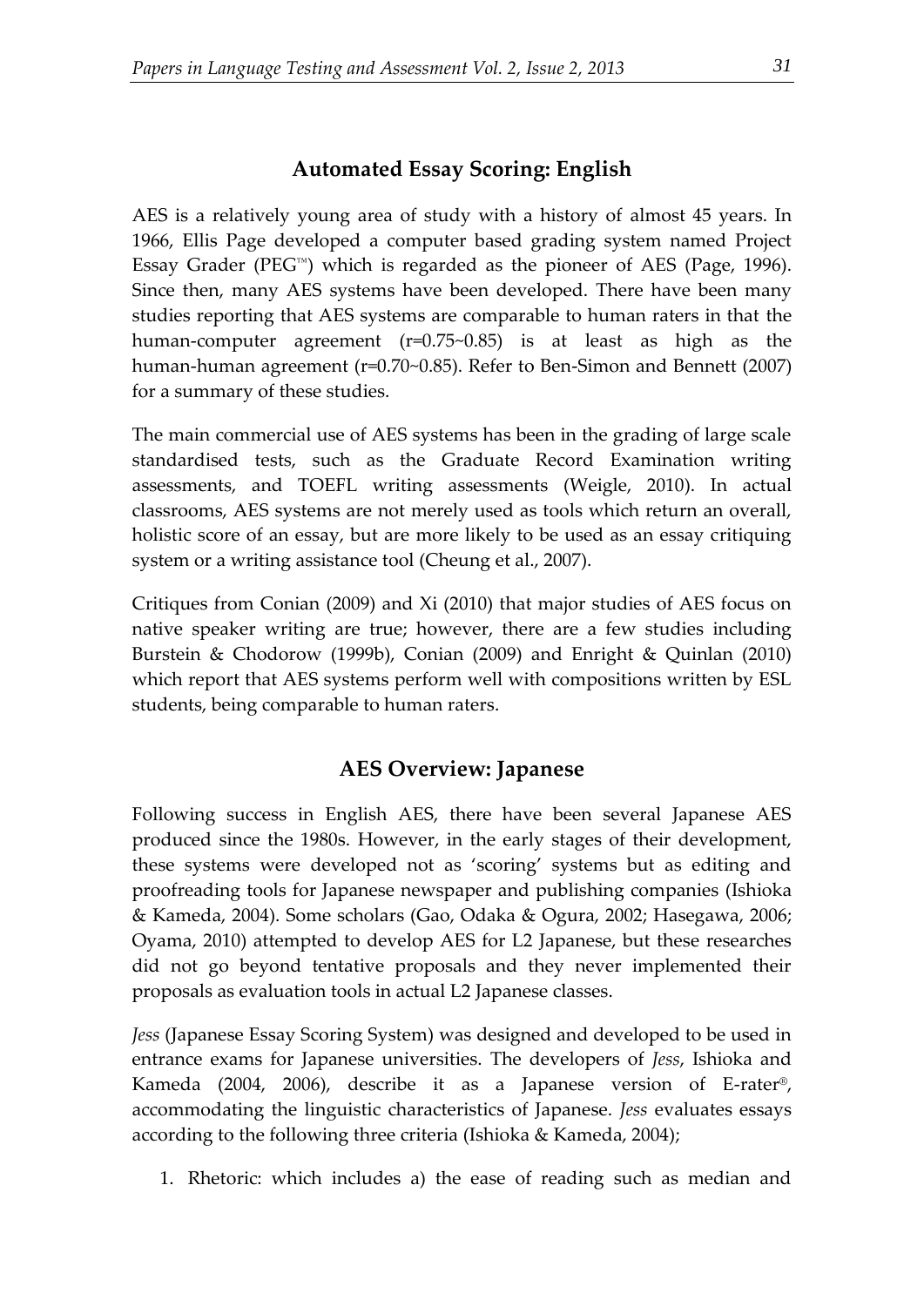## Automated Essay Scoring: English

AES is a relatively young area of study with a history of almost 45 years. In 1966, Ellis Page developed a computer based grading system named Project Essay Grader (PEG™) which is regarded as the pioneer of AES (Page, 1996). Since then, many AES systems have been developed. There have been many studies reporting that AES systems are comparable to human raters in that the human-computer agreement (r=0.75~0.85) is at least as high as the human-human agreement (r=0.70~0.85). Refer to Ben-Simon and Bennett (2007) for a summary of these studies.

The main commercial use of AES systems has been in the grading of large scale standardised tests, such as the Graduate Record Examination writing assessments, and TOEFL writing assessments (Weigle, 2010). In actual classrooms, AES systems are not merely used as tools which return an overall, holistic score of an essay, but are more likely to be used as an essay critiquing system or a writing assistance tool (Cheung et al., 2007).

Critiques from Conian (2009) and Xi (2010) that major studies of AES focus on native speaker writing are true; however, there are a few studies including Burstein & Chodorow (1999b), Conian (2009) and Enright & Quinlan (2010) which report that AES systems perform well with compositions written by ESL students, being comparable to human raters.

## AES Overview: Japanese

Following success in English AES, there have been several Japanese AES produced since the 1980s. However, in the early stages of their development, these systems were developed not as 'scoring' systems but as editing and proofreading tools for Japanese newspaper and publishing companies (Ishioka & Kameda, 2004). Some scholars (Gao, Odaka & Ogura, 2002; Hasegawa, 2006; Oyama, 2010) attempted to develop AES for L2 Japanese, but these researches did not go beyond tentative proposals and they never implemented their proposals as evaluation tools in actual L2 Japanese classes.

*Jess* (Japanese Essay Scoring System) was designed and developed to be used in entrance exams for Japanese universities. The developers of *Jess*, Ishioka and Kameda (2004, 2006), describe it as a Japanese version of E-rater®, accommodating the linguistic characteristics of Japanese. *Jess* evaluates essays according to the following three criteria (Ishioka & Kameda, 2004);

1. Rhetoric: which includes a) the ease of reading such as median and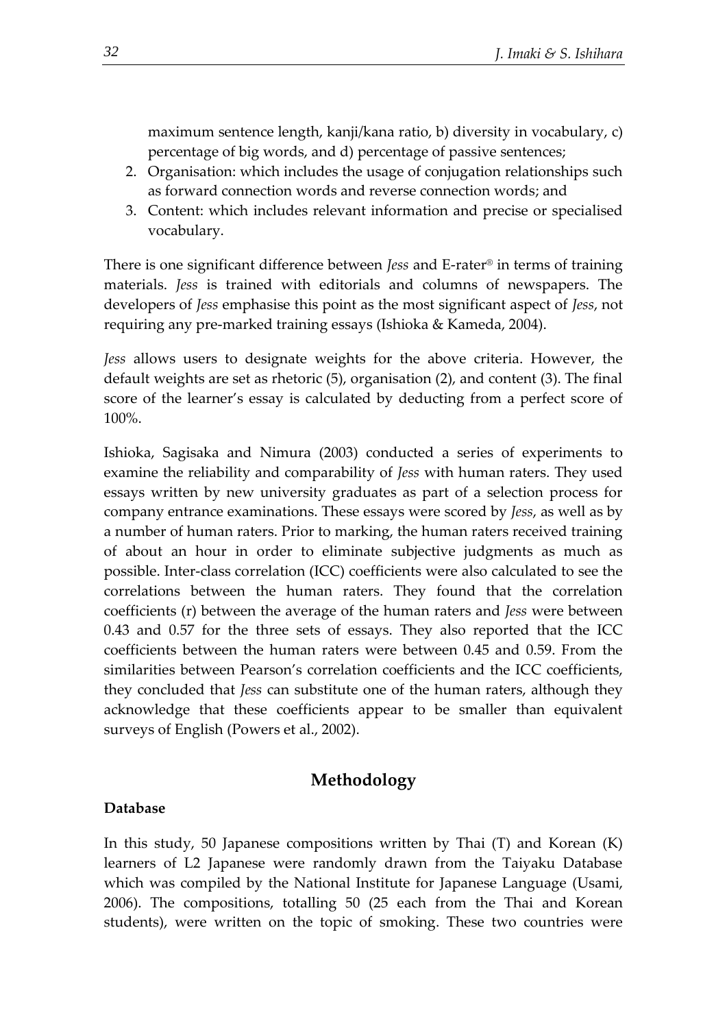maximum sentence length, kanji/kana ratio, b) diversity in vocabulary, c) percentage of big words, and d) percentage of passive sentences;

2. Organisation: which includes the usage of conjugation relationships such as forward connection words and reverse connection words; and
3. Content: which includes relevant information and precise or specialised vocabulary.

There is one significant difference between *Jess* and E-rater® in terms of training materials. *Jess* is trained with editorials and columns of newspapers. The developers of *Jess* emphasise this point as the most significant aspect of *Jess*, not requiring any pre-marked training essays (Ishioka & Kameda, 2004).

*Jess* allows users to designate weights for the above criteria. However, the default weights are set as rhetoric (5), organisation (2), and content (3). The final score of the learner's essay is calculated by deducting from a perfect score of 100%.

Ishioka, Sagisaka and Nimura (2003) conducted a series of experiments to examine the reliability and comparability of *Jess* with human raters. They used essays written by new university graduates as part of a selection process for company entrance examinations. These essays were scored by *Jess*, as well as by a number of human raters. Prior to marking, the human raters received training of about an hour in order to eliminate subjective judgments as much as possible. Inter-class correlation (ICC) coefficients were also calculated to see the correlations between the human raters. They found that the correlation coefficients (r) between the average of the human raters and *Jess* were between 0.43 and 0.57 for the three sets of essays. They also reported that the ICC coefficients between the human raters were between 0.45 and 0.59. From the similarities between Pearson's correlation coefficients and the ICC coefficients, they concluded that *Jess* can substitute one of the human raters, although they acknowledge that these coefficients appear to be smaller than equivalent surveys of English (Powers et al., 2002).

## Methodology

**Database**

In this study, 50 Japanese compositions written by Thai (T) and Korean (K) learners of L2 Japanese were randomly drawn from the Taiyaku Database which was compiled by the National Institute for Japanese Language (Usami, 2006). The compositions, totalling 50 (25 each from the Thai and Korean students), were written on the topic of smoking. These two countries were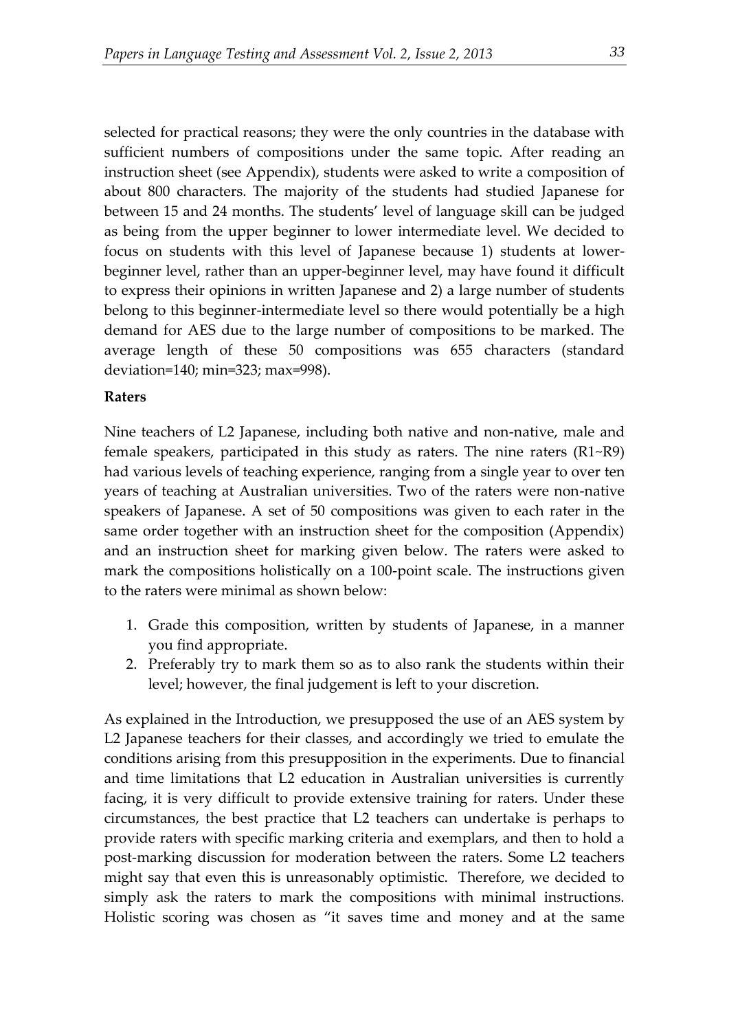selected for practical reasons; they were the only countries in the database with sufficient numbers of compositions under the same topic. After reading an instruction sheet (see Appendix), students were asked to write a composition of about 800 characters. The majority of the students had studied Japanese for between 15 and 24 months. The students' level of language skill can be judged as being from the upper beginner to lower intermediate level. We decided to focus on students with this level of Japanese because 1) students at lower-beginner level, rather than an upper-beginner level, may have found it difficult to express their opinions in written Japanese and 2) a large number of students belong to this beginner-intermediate level so there would potentially be a high demand for AES due to the large number of compositions to be marked. The average length of these 50 compositions was 655 characters (standard deviation=140; min=323; max=998).

**Raters**

Nine teachers of L2 Japanese, including both native and non-native, male and female speakers, participated in this study as raters. The nine raters (R1~R9) had various levels of teaching experience, ranging from a single year to over ten years of teaching at Australian universities. Two of the raters were non-native speakers of Japanese. A set of 50 compositions was given to each rater in the same order together with an instruction sheet for the composition (Appendix) and an instruction sheet for marking given below. The raters were asked to mark the compositions holistically on a 100-point scale. The instructions given to the raters were minimal as shown below:

1. Grade this composition, written by students of Japanese, in a manner you find appropriate.
2. Preferably try to mark them so as to also rank the students within their level; however, the final judgement is left to your discretion.

As explained in the Introduction, we presupposed the use of an AES system by L2 Japanese teachers for their classes, and accordingly we tried to emulate the conditions arising from this presupposition in the experiments. Due to financial and time limitations that L2 education in Australian universities is currently facing, it is very difficult to provide extensive training for raters. Under these circumstances, the best practice that L2 teachers can undertake is perhaps to provide raters with specific marking criteria and exemplars, and then to hold a post-marking discussion for moderation between the raters. Some L2 teachers might say that even this is unreasonably optimistic. Therefore, we decided to simply ask the raters to mark the compositions with minimal instructions. Holistic scoring was chosen as "it saves time and money and at the same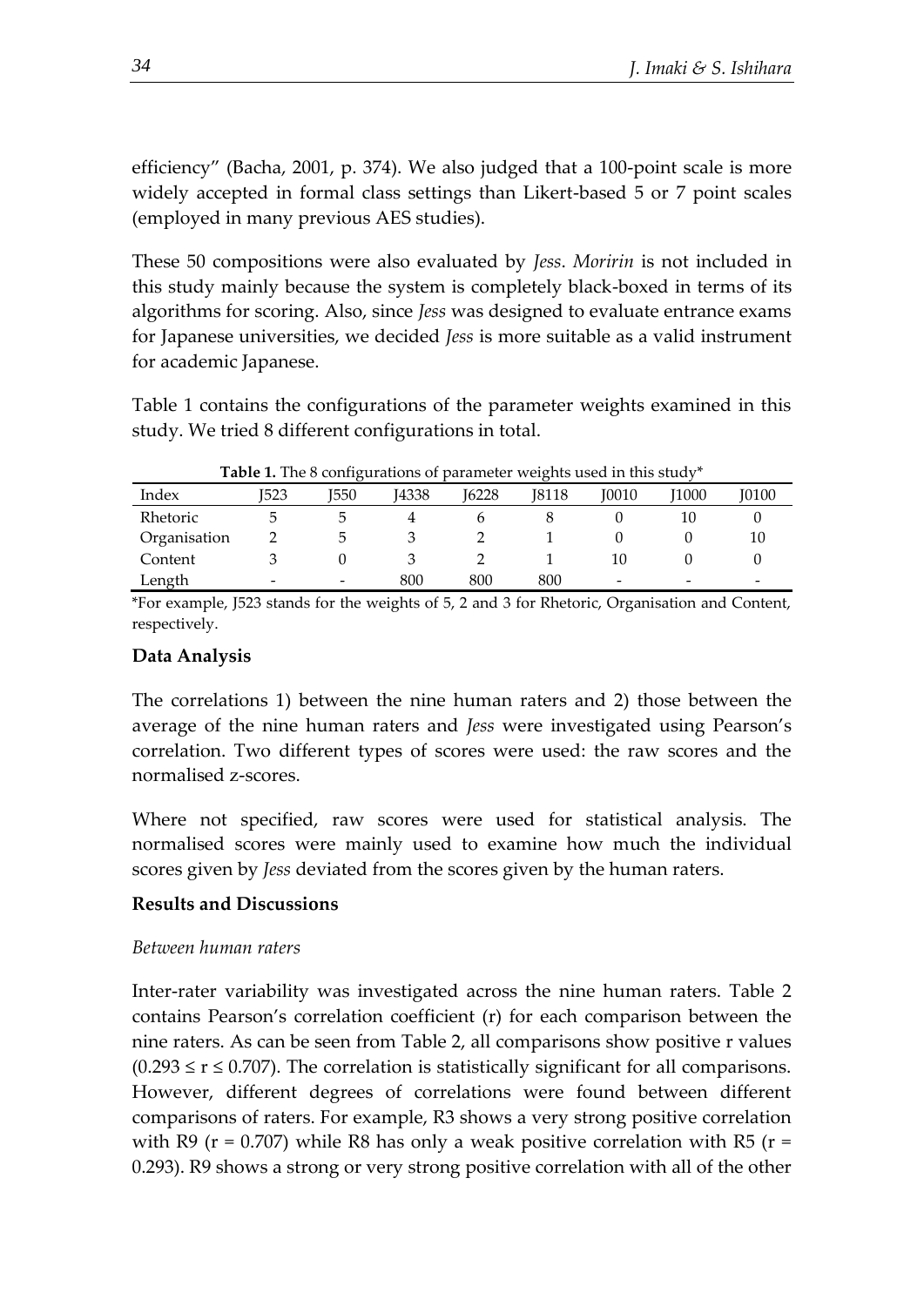efficiency" (Bacha, 2001, p. 374). We also judged that a 100-point scale is more widely accepted in formal class settings than Likert-based 5 or 7 point scales (employed in many previous AES studies).

These 50 compositions were also evaluated by *Jess*. *Moririn* is not included in this study mainly because the system is completely black-boxed in terms of its algorithms for scoring. Also, since *Jess* was designed to evaluate entrance exams for Japanese universities, we decided *Jess* is more suitable as a valid instrument for academic Japanese.

Table 1 contains the configurations of the parameter weights examined in this study. We tried 8 different configurations in total.

**Table 1.** The 8 configurations of parameter weights used in this study*

| Index | J523 | J550 | J4338 | J6228 | J8118 | J0010 | J1000 | J0100 |
|---|---|---|---|---|---|---|---|---|
| Rhetoric | 5 | 5 | 4 | 6 | 8 | 0 | 10 | 0 |
| Organisation | 2 | 5 | 3 | 2 | 1 | 0 | 0 | 10 |
| Content | 3 | 0 | 3 | 2 | 1 | 10 | 0 | 0 |
| Length | - | - | 800 | 800 | 800 | - | - | - |

*For example, J523 stands for the weights of 5, 2 and 3 for Rhetoric, Organisation and Content, respectively.

### Data Analysis

The correlations 1) between the nine human raters and 2) those between the average of the nine human raters and *Jess* were investigated using Pearson's correlation. Two different types of scores were used: the raw scores and the normalised z-scores.

Where not specified, raw scores were used for statistical analysis. The normalised scores were mainly used to examine how much the individual scores given by *Jess* deviated from the scores given by the human raters.

### Results and Discussions

#### *Between human raters*

Inter-rater variability was investigated across the nine human raters. Table 2 contains Pearson's correlation coefficient (r) for each comparison between the nine raters. As can be seen from Table 2, all comparisons show positive r values ($0.293 \leq r \leq 0.707$). The correlation is statistically significant for all comparisons. However, different degrees of correlations were found between different comparisons of raters. For example, R3 shows a very strong positive correlation with R9 ($r = 0.707$) while R8 has only a weak positive correlation with R5 ($r = 0.293$). R9 shows a strong or very strong positive correlation with all of the other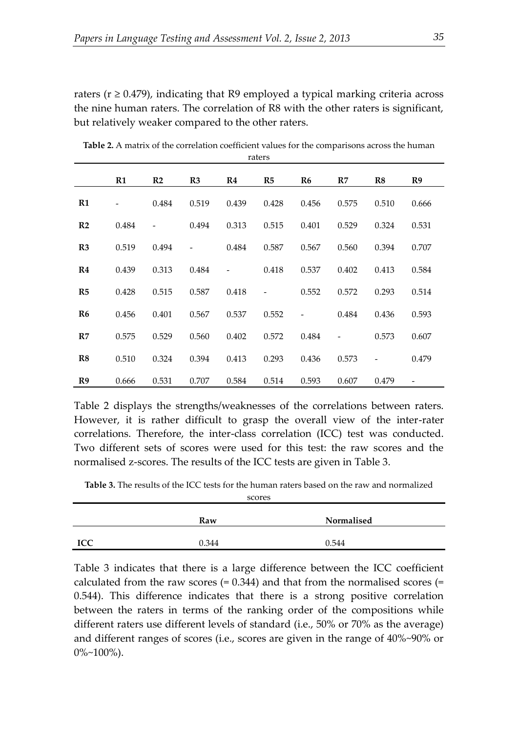raters ($r \geq 0.479$), indicating that R9 employed a typical marking criteria across the nine human raters. The correlation of R8 with the other raters is significant, but relatively weaker compared to the other raters.

**Table 2.** A matrix of the correlation coefficient values for the comparisons across the human raters

| | R1 | R2 | R3 | R4 | R5 | R6 | R7 | R8 | R9 |
|---|---|---|---|---|---|---|---|---|---|
| **R1** | - | 0.484 | 0.519 | 0.439 | 0.428 | 0.456 | 0.575 | 0.510 | 0.666 |
| **R2** | 0.484 | - | 0.494 | 0.313 | 0.515 | 0.401 | 0.529 | 0.324 | 0.531 |
| **R3** | 0.519 | 0.494 | - | 0.484 | 0.587 | 0.567 | 0.560 | 0.394 | 0.707 |
| **R4** | 0.439 | 0.313 | 0.484 | - | 0.418 | 0.537 | 0.402 | 0.413 | 0.584 |
| **R5** | 0.428 | 0.515 | 0.587 | 0.418 | - | 0.552 | 0.572 | 0.293 | 0.514 |
| **R6** | 0.456 | 0.401 | 0.567 | 0.537 | 0.552 | - | 0.484 | 0.436 | 0.593 |
| **R7** | 0.575 | 0.529 | 0.560 | 0.402 | 0.572 | 0.484 | - | 0.573 | 0.607 |
| **R8** | 0.510 | 0.324 | 0.394 | 0.413 | 0.293 | 0.436 | 0.573 | - | 0.479 |
| **R9** | 0.666 | 0.531 | 0.707 | 0.584 | 0.514 | 0.593 | 0.607 | 0.479 | - |

Table 2 displays the strengths/weaknesses of the correlations between raters. However, it is rather difficult to grasp the overall view of the inter-rater correlations. Therefore, the inter-class correlation (ICC) test was conducted. Two different sets of scores were used for this test: the raw scores and the normalised z-scores. The results of the ICC tests are given in Table 3.

**Table 3.** The results of the ICC tests for the human raters based on the raw and normalized scores

| | Raw | Normalised |
|---|---|---|
| **ICC** | 0.344 | 0.544 |

Table 3 indicates that there is a large difference between the ICC coefficient calculated from the raw scores (= 0.344) and that from the normalised scores (= 0.544). This difference indicates that there is a strong positive correlation between the raters in terms of the ranking order of the compositions while different raters use different levels of standard (i.e., 50% or 70% as the average) and different ranges of scores (i.e., scores are given in the range of 40%~90% or 0%~100%).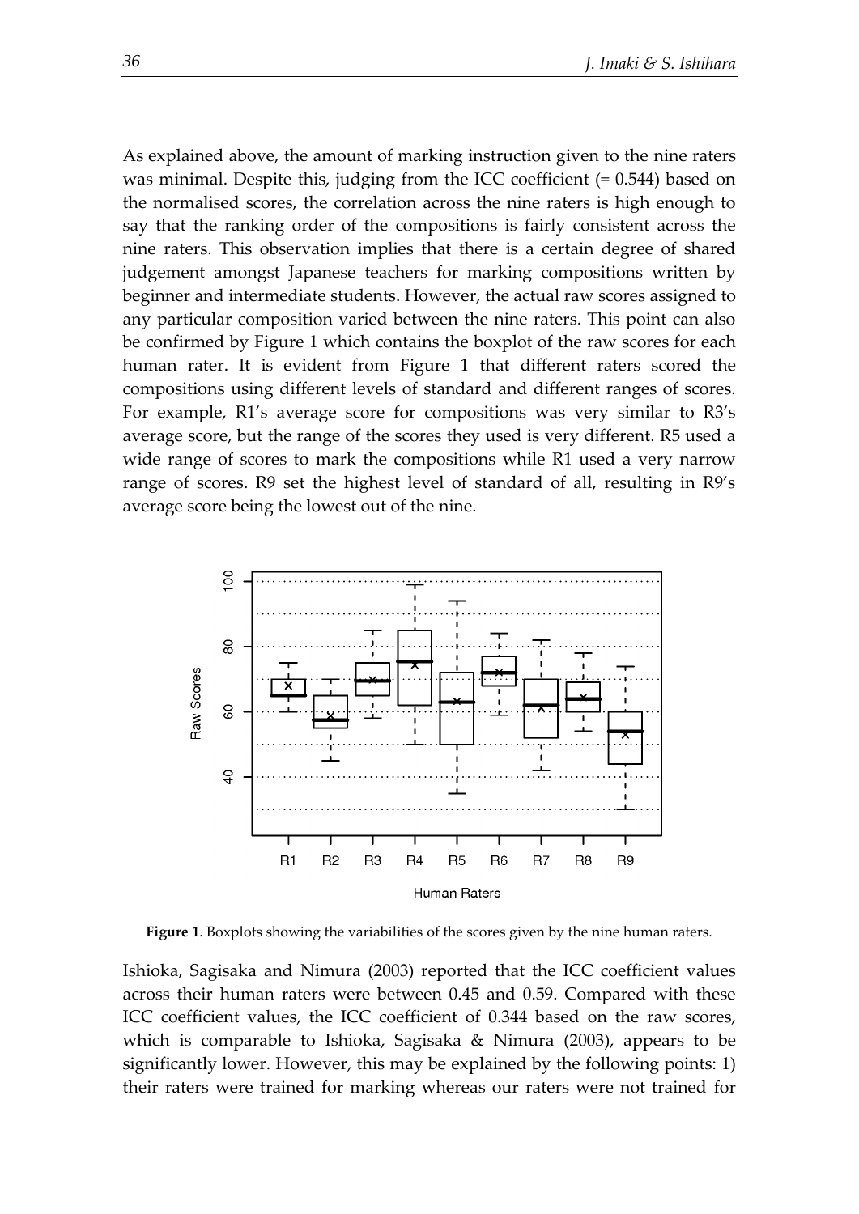As explained above, the amount of marking instruction given to the nine raters was minimal. Despite this, judging from the ICC coefficient (= 0.544) based on the normalised scores, the correlation across the nine raters is high enough to say that the ranking order of the compositions is fairly consistent across the nine raters. This observation implies that there is a certain degree of shared judgement amongst Japanese teachers for marking compositions written by beginner and intermediate students. However, the actual raw scores assigned to any particular composition varied between the nine raters. This point can also be confirmed by Figure 1 which contains the boxplot of the raw scores for each human rater. It is evident from Figure 1 that different raters scored the compositions using different levels of standard and different ranges of scores. For example, R1's average score for compositions was very similar to R3's average score, but the range of the scores they used is very different. R5 used a wide range of scores to mark the compositions while R1 used a very narrow range of scores. R9 set the highest level of standard of all, resulting in R9's average score being the lowest out of the nine.

**Figure 1**. Boxplots showing the variabilities of the scores given by the nine human raters.

Ishioka, Sagisaka and Nimura (2003) reported that the ICC coefficient values across their human raters were between 0.45 and 0.59. Compared with these ICC coefficient values, the ICC coefficient of 0.344 based on the raw scores, which is comparable to Ishioka, Sagisaka & Nimura (2003), appears to be significantly lower. However, this may be explained by the following points: 1) their raters were trained for marking whereas our raters were not trained for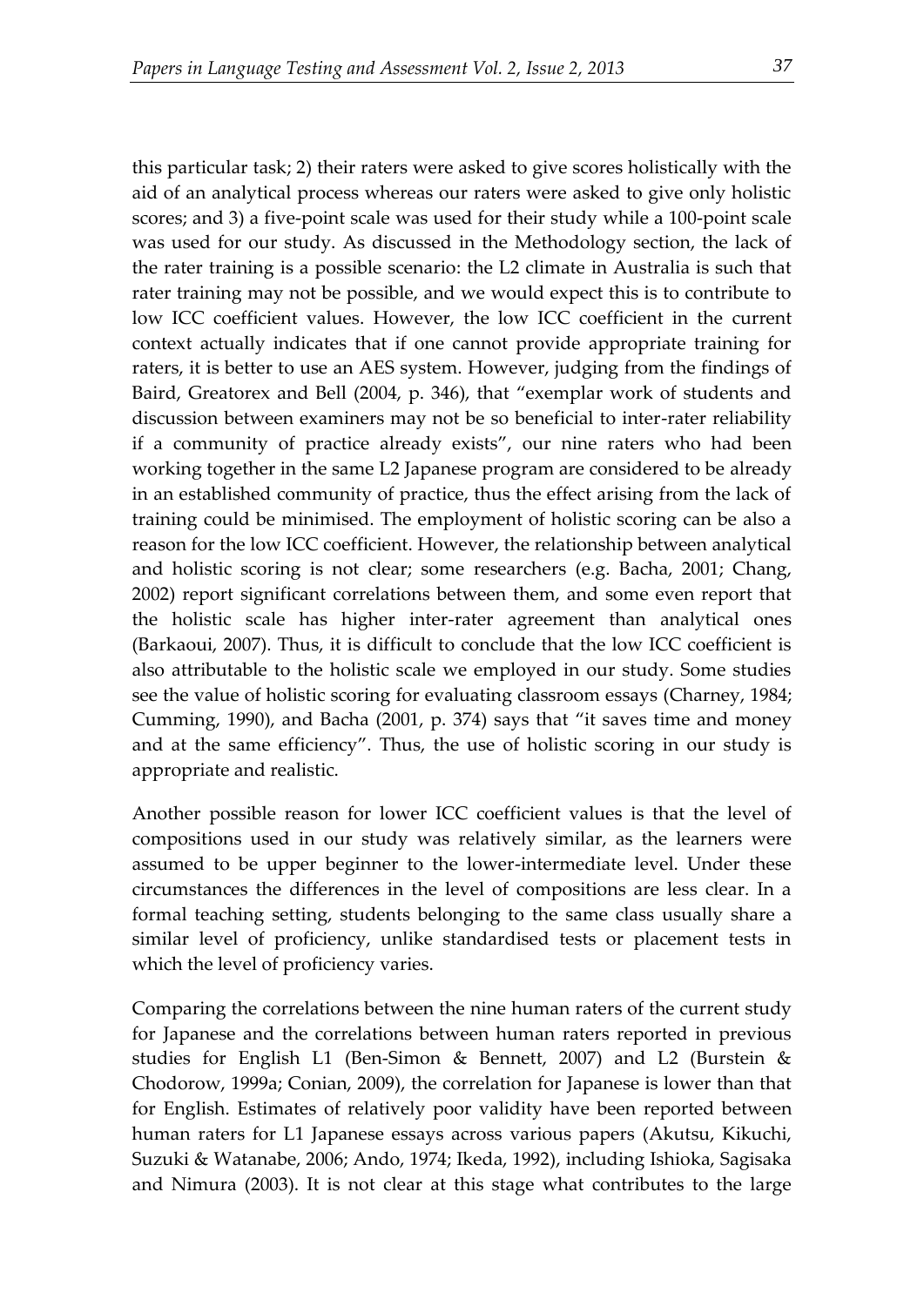this particular task; 2) their raters were asked to give scores holistically with the aid of an analytical process whereas our raters were asked to give only holistic scores; and 3) a five-point scale was used for their study while a 100-point scale was used for our study. As discussed in the Methodology section, the lack of the rater training is a possible scenario: the L2 climate in Australia is such that rater training may not be possible, and we would expect this is to contribute to low ICC coefficient values. However, the low ICC coefficient in the current context actually indicates that if one cannot provide appropriate training for raters, it is better to use an AES system. However, judging from the findings of Baird, Greatorex and Bell (2004, p. 346), that "exemplar work of students and discussion between examiners may not be so beneficial to inter-rater reliability if a community of practice already exists", our nine raters who had been working together in the same L2 Japanese program are considered to be already in an established community of practice, thus the effect arising from the lack of training could be minimised. The employment of holistic scoring can be also a reason for the low ICC coefficient. However, the relationship between analytical and holistic scoring is not clear; some researchers (e.g. Bacha, 2001; Chang, 2002) report significant correlations between them, and some even report that the holistic scale has higher inter-rater agreement than analytical ones (Barkaoui, 2007). Thus, it is difficult to conclude that the low ICC coefficient is also attributable to the holistic scale we employed in our study. Some studies see the value of holistic scoring for evaluating classroom essays (Charney, 1984; Cumming, 1990), and Bacha (2001, p. 374) says that "it saves time and money and at the same efficiency". Thus, the use of holistic scoring in our study is appropriate and realistic.

Another possible reason for lower ICC coefficient values is that the level of compositions used in our study was relatively similar, as the learners were assumed to be upper beginner to the lower-intermediate level. Under these circumstances the differences in the level of compositions are less clear. In a formal teaching setting, students belonging to the same class usually share a similar level of proficiency, unlike standardised tests or placement tests in which the level of proficiency varies.

Comparing the correlations between the nine human raters of the current study for Japanese and the correlations between human raters reported in previous studies for English L1 (Ben-Simon & Bennett, 2007) and L2 (Burstein & Chodorow, 1999a; Conian, 2009), the correlation for Japanese is lower than that for English. Estimates of relatively poor validity have been reported between human raters for L1 Japanese essays across various papers (Akutsu, Kikuchi, Suzuki & Watanabe, 2006; Ando, 1974; Ikeda, 1992), including Ishioka, Sagisaka and Nimura (2003). It is not clear at this stage what contributes to the large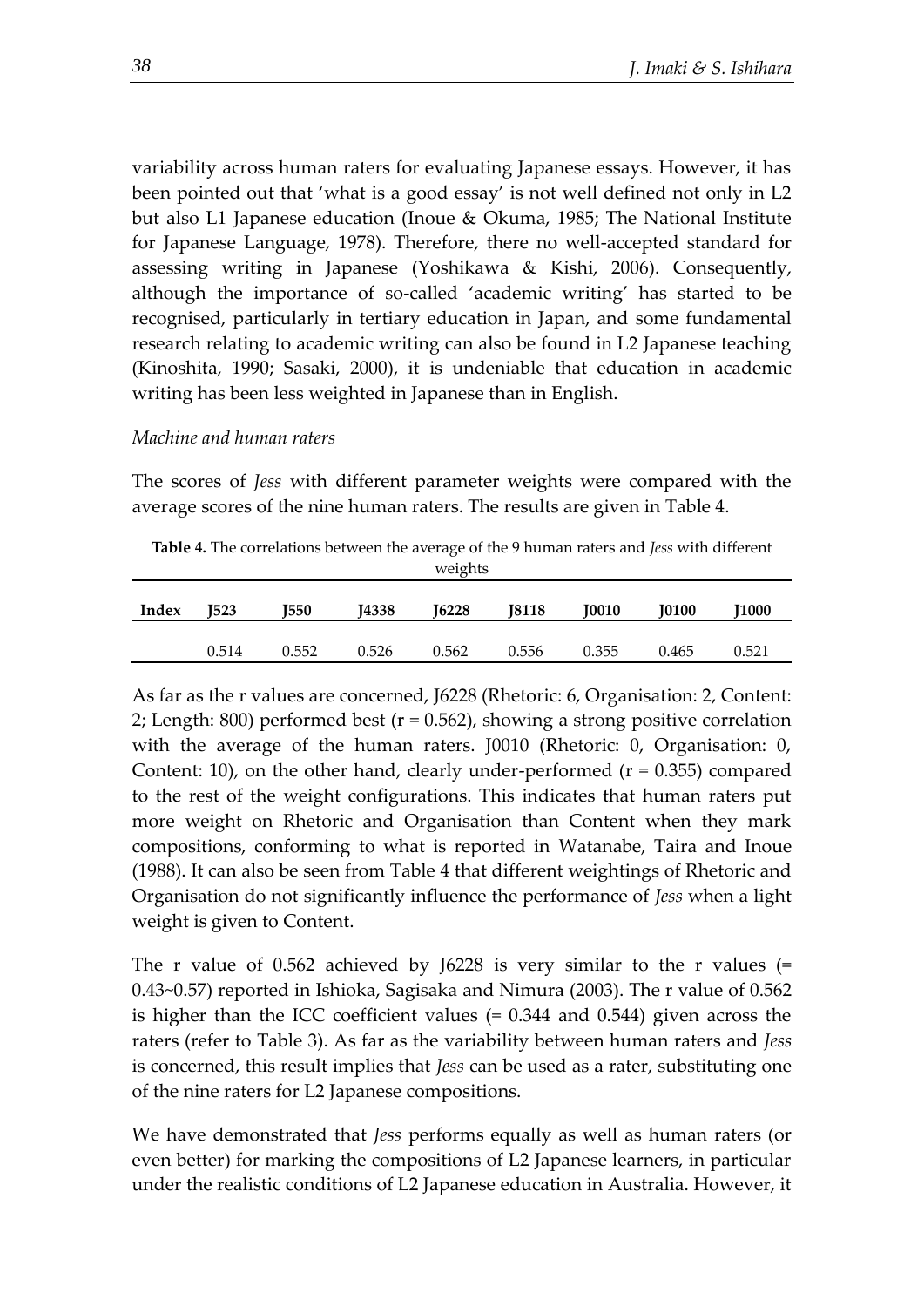variability across human raters for evaluating Japanese essays. However, it has been pointed out that 'what is a good essay' is not well defined not only in L2 but also L1 Japanese education (Inoue & Okuma, 1985; The National Institute for Japanese Language, 1978). Therefore, there no well-accepted standard for assessing writing in Japanese (Yoshikawa & Kishi, 2006). Consequently, although the importance of so-called 'academic writing' has started to be recognised, particularly in tertiary education in Japan, and some fundamental research relating to academic writing can also be found in L2 Japanese teaching (Kinoshita, 1990; Sasaki, 2000), it is undeniable that education in academic writing has been less weighted in Japanese than in English.

*Machine and human raters*

The scores of *Jess* with different parameter weights were compared with the average scores of the nine human raters. The results are given in Table 4.

**Table 4.** The correlations between the average of the 9 human raters and *Jess* with different weights

| Index | J523 | J550 | J4338 | J6228 | J8118 | J0010 | J0100 | J1000 |
|---|---|---|---|---|---|---|---|---|
| | 0.514 | 0.552 | 0.526 | 0.562 | 0.556 | 0.355 | 0.465 | 0.521 |

As far as the r values are concerned, J6228 (Rhetoric: 6, Organisation: 2, Content: 2; Length: 800) performed best ($r = 0.562$), showing a strong positive correlation with the average of the human raters. J0010 (Rhetoric: 0, Organisation: 0, Content: 10), on the other hand, clearly under-performed ($r = 0.355$) compared to the rest of the weight configurations. This indicates that human raters put more weight on Rhetoric and Organisation than Content when they mark compositions, conforming to what is reported in Watanabe, Taira and Inoue (1988). It can also be seen from Table 4 that different weightings of Rhetoric and Organisation do not significantly influence the performance of *Jess* when a light weight is given to Content.

The r value of 0.562 achieved by J6228 is very similar to the r values (= 0.43~0.57) reported in Ishioka, Sagisaka and Nimura (2003). The r value of 0.562 is higher than the ICC coefficient values (= 0.344 and 0.544) given across the raters (refer to Table 3). As far as the variability between human raters and *Jess* is concerned, this result implies that *Jess* can be used as a rater, substituting one of the nine raters for L2 Japanese compositions.

We have demonstrated that *Jess* performs equally as well as human raters (or even better) for marking the compositions of L2 Japanese learners, in particular under the realistic conditions of L2 Japanese education in Australia. However, it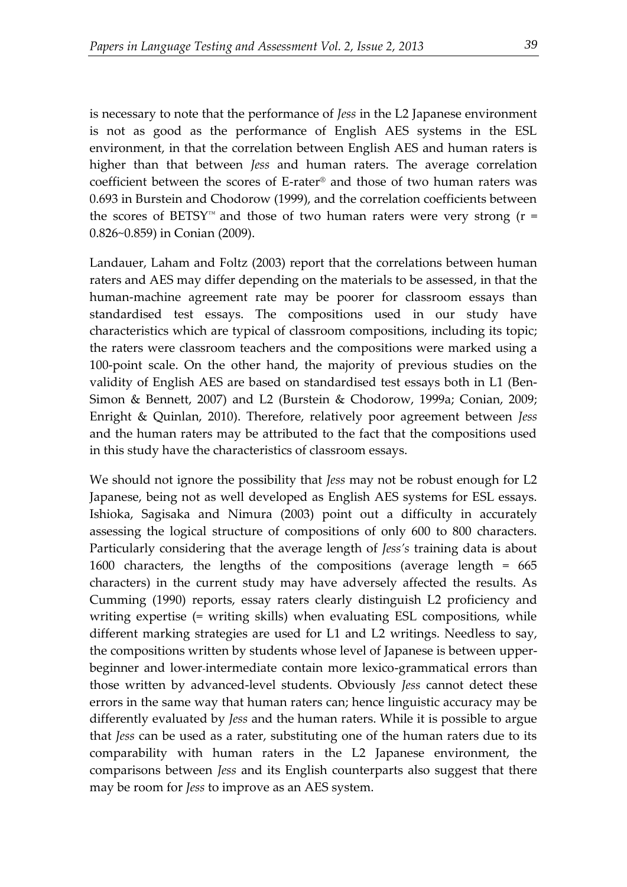is necessary to note that the performance of *Jess* in the L2 Japanese environment is not as good as the performance of English AES systems in the ESL environment, in that the correlation between English AES and human raters is higher than that between *Jess* and human raters. The average correlation coefficient between the scores of E-rater® and those of two human raters was 0.693 in Burstein and Chodorow (1999), and the correlation coefficients between the scores of BETSY™ and those of two human raters were very strong ($r$ = 0.826~0.859) in Conian (2009).

Landauer, Laham and Foltz (2003) report that the correlations between human raters and AES may differ depending on the materials to be assessed, in that the human-machine agreement rate may be poorer for classroom essays than standardised test essays. The compositions used in our study have characteristics which are typical of classroom compositions, including its topic; the raters were classroom teachers and the compositions were marked using a 100-point scale. On the other hand, the majority of previous studies on the validity of English AES are based on standardised test essays both in L1 (Ben-Simon & Bennett, 2007) and L2 (Burstein & Chodorow, 1999a; Conian, 2009; Enright & Quinlan, 2010). Therefore, relatively poor agreement between *Jess* and the human raters may be attributed to the fact that the compositions used in this study have the characteristics of classroom essays.

We should not ignore the possibility that *Jess* may not be robust enough for L2 Japanese, being not as well developed as English AES systems for ESL essays. Ishioka, Sagisaka and Nimura (2003) point out a difficulty in accurately assessing the logical structure of compositions of only 600 to 800 characters. Particularly considering that the average length of *Jess's* training data is about 1600 characters, the lengths of the compositions (average length = 665 characters) in the current study may have adversely affected the results. As Cumming (1990) reports, essay raters clearly distinguish L2 proficiency and writing expertise (= writing skills) when evaluating ESL compositions, while different marking strategies are used for L1 and L2 writings. Needless to say, the compositions written by students whose level of Japanese is between upper-beginner and lower-intermediate contain more lexico-grammatical errors than those written by advanced-level students. Obviously *Jess* cannot detect these errors in the same way that human raters can; hence linguistic accuracy may be differently evaluated by *Jess* and the human raters. While it is possible to argue that *Jess* can be used as a rater, substituting one of the human raters due to its comparability with human raters in the L2 Japanese environment, the comparisons between *Jess* and its English counterparts also suggest that there may be room for *Jess* to improve as an AES system.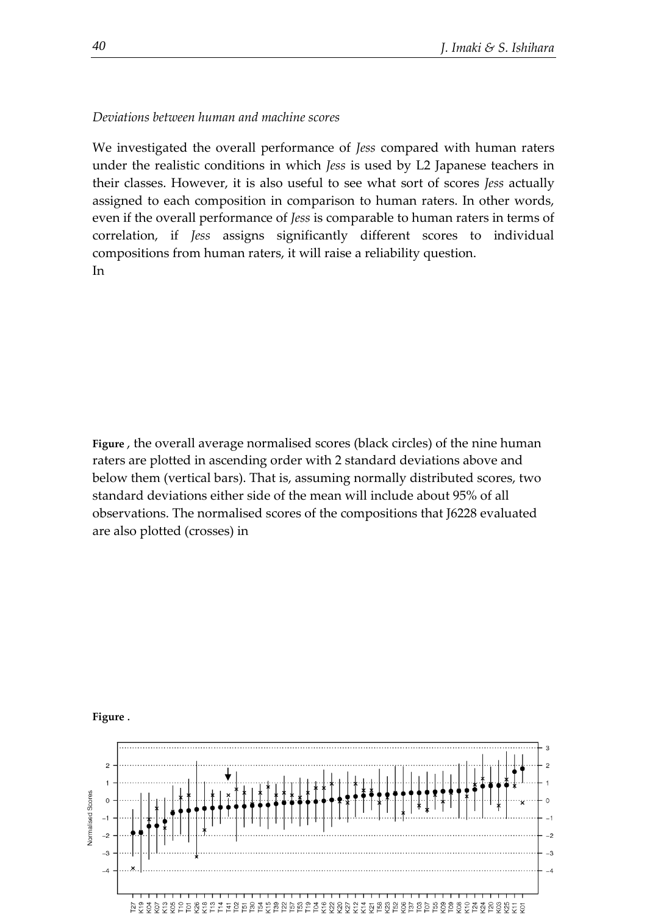*Deviations between human and machine scores*

We investigated the overall performance of *Jess* compared with human raters under the realistic conditions in which *Jess* is used by L2 Japanese teachers in their classes. However, it is also useful to see what sort of scores *Jess* actually assigned to each composition in comparison to human raters. In other words, even if the overall performance of *Jess* is comparable to human raters in terms of correlation, if *Jess* assigns significantly different scores to individual compositions from human raters, it will raise a reliability question.
In

**Figure** , the overall average normalised scores (black circles) of the nine human raters are plotted in ascending order with 2 standard deviations above and below them (vertical bars). That is, assuming normally distributed scores, two standard deviations either side of the mean will include about 95% of all observations. The normalised scores of the compositions that J6228 evaluated are also plotted (crosses) in

**Figure** .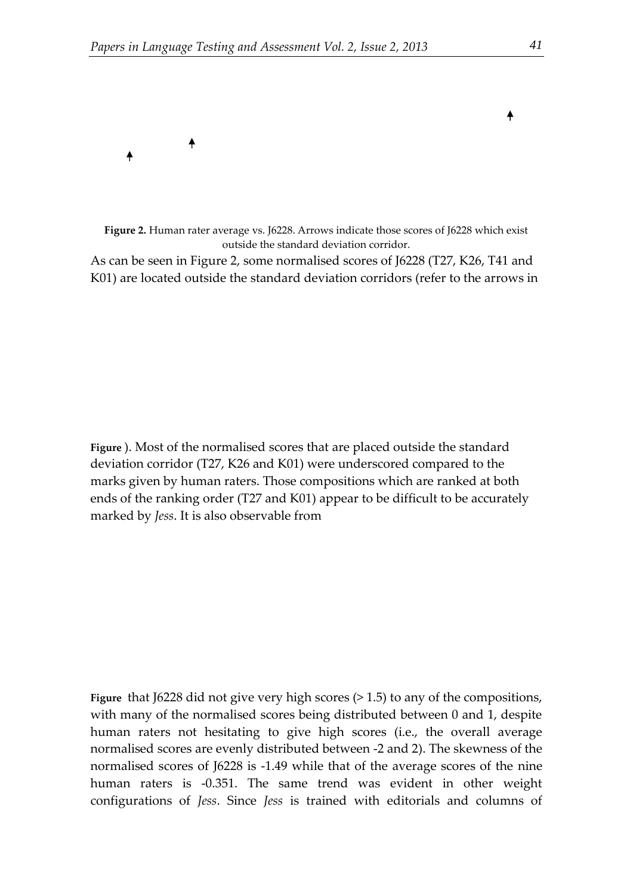**Figure 2.** Human rater average vs. J6228. Arrows indicate those scores of J6228 which exist outside the standard deviation corridor.

As can be seen in Figure 2, some normalised scores of J6228 (T27, K26, T41 and K01) are located outside the standard deviation corridors (refer to the arrows in

**Figure** ). Most of the normalised scores that are placed outside the standard deviation corridor (T27, K26 and K01) were underscored compared to the marks given by human raters. Those compositions which are ranked at both ends of the ranking order (T27 and K01) appear to be difficult to be accurately marked by *Jess*. It is also observable from

**Figure** that J6228 did not give very high scores (> 1.5) to any of the compositions, with many of the normalised scores being distributed between 0 and 1, despite human raters not hesitating to give high scores (i.e., the overall average normalised scores are evenly distributed between -2 and 2). The skewness of the normalised scores of J6228 is -1.49 while that of the average scores of the nine human raters is -0.351. The same trend was evident in other weight configurations of *Jess*. Since *Jess* is trained with editorials and columns of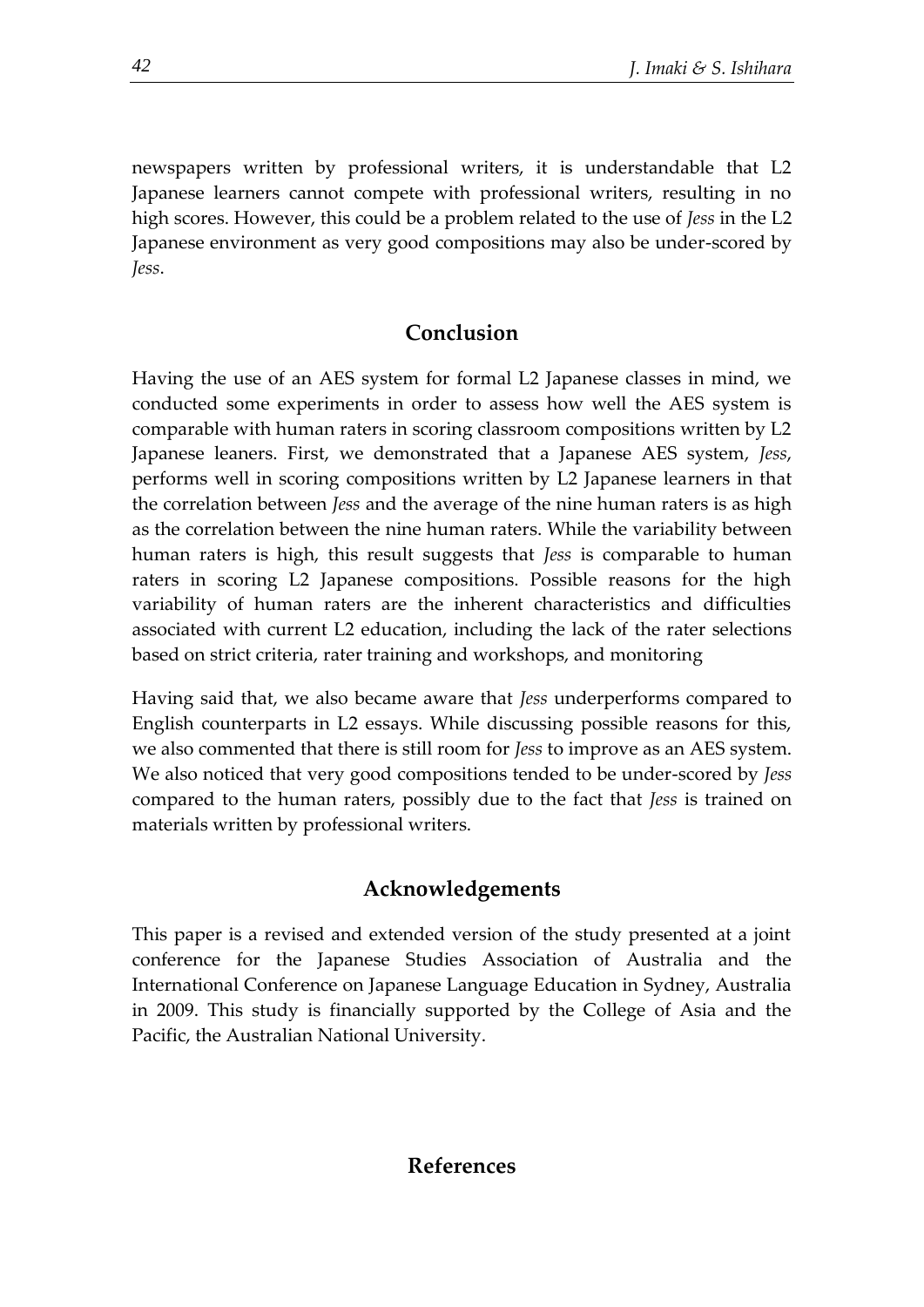newspapers written by professional writers, it is understandable that L2 Japanese learners cannot compete with professional writers, resulting in no high scores. However, this could be a problem related to the use of *Jess* in the L2 Japanese environment as very good compositions may also be under-scored by *Jess*.

## Conclusion

Having the use of an AES system for formal L2 Japanese classes in mind, we conducted some experiments in order to assess how well the AES system is comparable with human raters in scoring classroom compositions written by L2 Japanese leaners. First, we demonstrated that a Japanese AES system, *Jess*, performs well in scoring compositions written by L2 Japanese learners in that the correlation between *Jess* and the average of the nine human raters is as high as the correlation between the nine human raters. While the variability between human raters is high, this result suggests that *Jess* is comparable to human raters in scoring L2 Japanese compositions. Possible reasons for the high variability of human raters are the inherent characteristics and difficulties associated with current L2 education, including the lack of the rater selections based on strict criteria, rater training and workshops, and monitoring

Having said that, we also became aware that *Jess* underperforms compared to English counterparts in L2 essays. While discussing possible reasons for this, we also commented that there is still room for *Jess* to improve as an AES system. We also noticed that very good compositions tended to be under-scored by *Jess* compared to the human raters, possibly due to the fact that *Jess* is trained on materials written by professional writers.

## Acknowledgements

This paper is a revised and extended version of the study presented at a joint conference for the Japanese Studies Association of Australia and the International Conference on Japanese Language Education in Sydney, Australia in 2009. This study is financially supported by the College of Asia and the Pacific, the Australian National University.

## References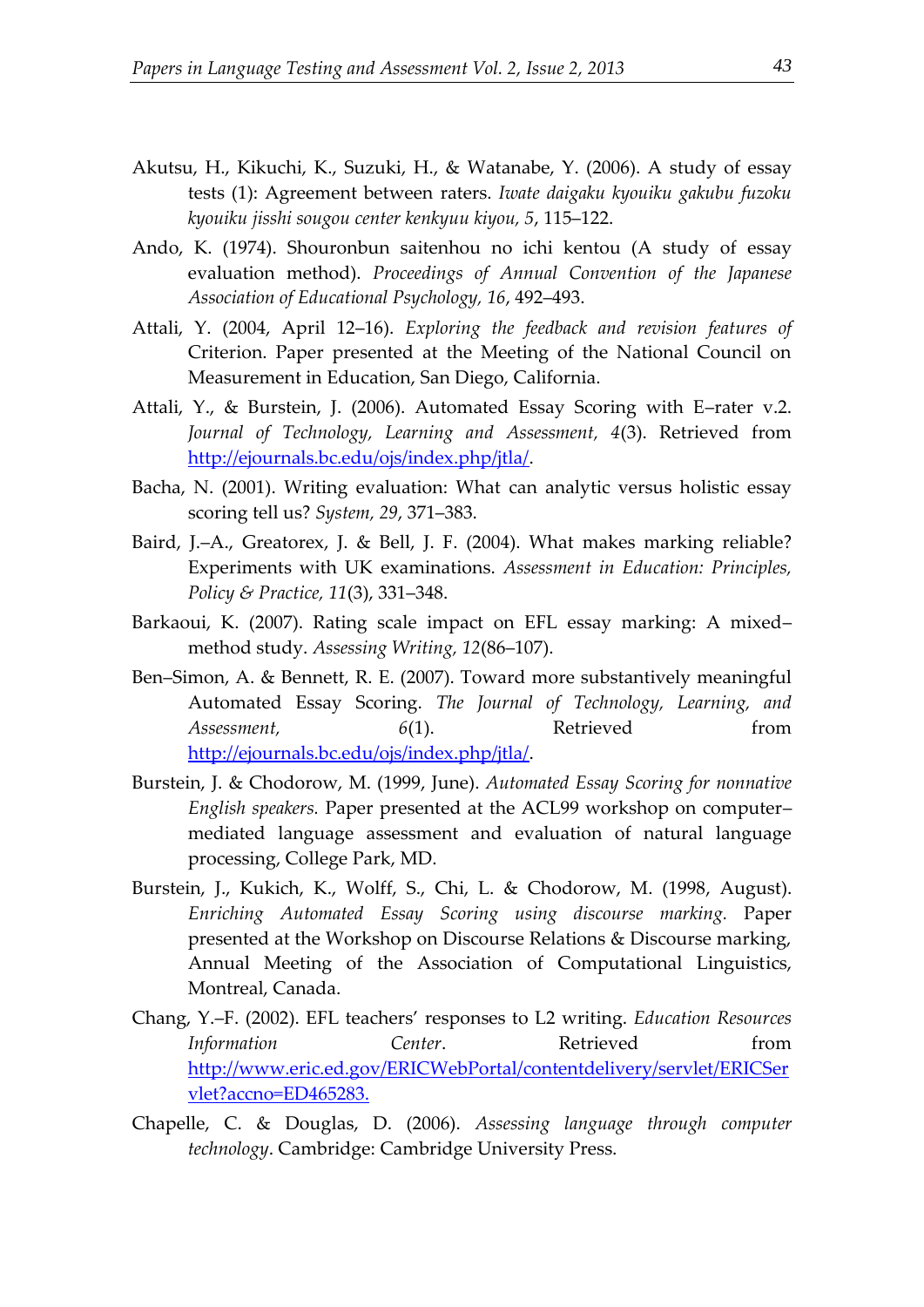Akutsu, H., Kikuchi, K., Suzuki, H., & Watanabe, Y. (2006). A study of essay tests (1): Agreement between raters. *Iwate daigaku kyouiku gakubu fuzoku kyouiku jisshi sougou center kenkyuu kiyou, 5*, 115–122.

Ando, K. (1974). Shouronbun saitenhou no ichi kentou (A study of essay evaluation method). *Proceedings of Annual Convention of the Japanese Association of Educational Psychology, 16*, 492–493.

Attali, Y. (2004, April 12–16). *Exploring the feedback and revision features of* Criterion. Paper presented at the Meeting of the National Council on Measurement in Education, San Diego, California.

Attali, Y., & Burstein, J. (2006). Automated Essay Scoring with E–rater v.2. *Journal of Technology, Learning and Assessment, 4*(3). Retrieved from http://ejournals.bc.edu/ojs/index.php/jtla/.

Bacha, N. (2001). Writing evaluation: What can analytic versus holistic essay scoring tell us? *System, 29*, 371–383.

Baird, J.–A., Greatorex, J. & Bell, J. F. (2004). What makes marking reliable? Experiments with UK examinations. *Assessment in Education: Principles, Policy & Practice, 11*(3), 331–348.

Barkaoui, K. (2007). Rating scale impact on EFL essay marking: A mixed–method study. *Assessing Writing, 12*(86–107).

Ben–Simon, A. & Bennett, R. E. (2007). Toward more substantively meaningful Automated Essay Scoring. *The Journal of Technology, Learning, and Assessment, 6*(1). Retrieved from http://ejournals.bc.edu/ojs/index.php/jtla/.

Burstein, J. & Chodorow, M. (1999, June). *Automated Essay Scoring for nonnative English speakers.* Paper presented at the ACL99 workshop on computer–mediated language assessment and evaluation of natural language processing, College Park, MD.

Burstein, J., Kukich, K., Wolff, S., Chi, L. & Chodorow, M. (1998, August). *Enriching Automated Essay Scoring using discourse marking.* Paper presented at the Workshop on Discourse Relations & Discourse marking, Annual Meeting of the Association of Computational Linguistics, Montreal, Canada.

Chang, Y.–F. (2002). EFL teachers' responses to L2 writing. *Education Resources Information Center*. Retrieved from http://www.eric.ed.gov/ERICWebPortal/contentdelivery/servlet/ERICServlet?accno=ED465283.

Chapelle, C. & Douglas, D. (2006). *Assessing language through computer technology*. Cambridge: Cambridge University Press.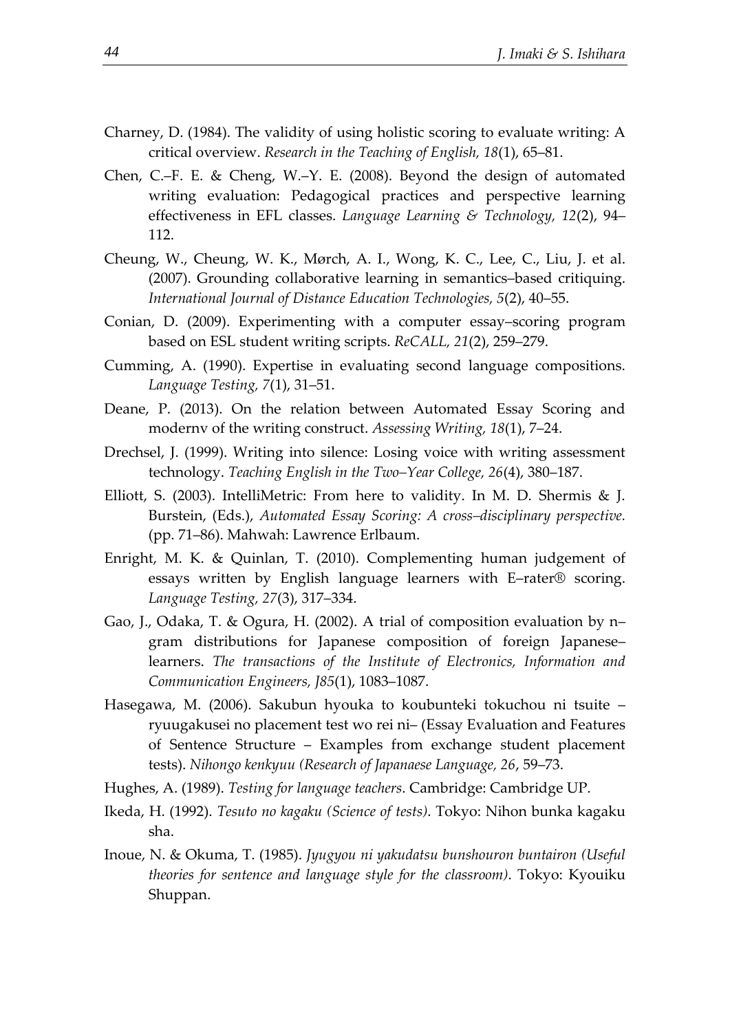Charney, D. (1984). The validity of using holistic scoring to evaluate writing: A critical overview. *Research in the Teaching of English, 18*(1), 65–81.

Chen, C.–F. E. & Cheng, W.–Y. E. (2008). Beyond the design of automated writing evaluation: Pedagogical practices and perspective learning effectiveness in EFL classes. *Language Learning & Technology, 12*(2), 94–112.

Cheung, W., Cheung, W. K., Mørch, A. I., Wong, K. C., Lee, C., Liu, J. et al. (2007). Grounding collaborative learning in semantics–based critiquing. *International Journal of Distance Education Technologies, 5*(2), 40–55.

Conian, D. (2009). Experimenting with a computer essay–scoring program based on ESL student writing scripts. *ReCALL, 21*(2), 259–279.

Cumming, A. (1990). Expertise in evaluating second language compositions. *Language Testing, 7*(1), 31–51.

Deane, P. (2013). On the relation between Automated Essay Scoring and modernv of the writing construct. *Assessing Writing, 18*(1), 7–24.

Drechsel, J. (1999). Writing into silence: Losing voice with writing assessment technology. *Teaching English in the Two–Year College, 26*(4), 380–187.

Elliott, S. (2003). IntelliMetric: From here to validity. In M. D. Shermis & J. Burstein, (Eds.), *Automated Essay Scoring: A cross–disciplinary perspective.* (pp. 71–86). Mahwah: Lawrence Erlbaum.

Enright, M. K. & Quinlan, T. (2010). Complementing human judgement of essays written by English language learners with E–rater® scoring. *Language Testing, 27*(3), 317–334.

Gao, J., Odaka, T. & Ogura, H. (2002). A trial of composition evaluation by n–gram distributions for Japanese composition of foreign Japanese–learners. *The transactions of the Institute of Electronics, Information and Communication Engineers, J85*(1), 1083–1087.

Hasegawa, M. (2006). Sakubun hyouka to koubunteki tokuchou ni tsuite – ryuugakusei no placement test wo rei ni– (Essay Evaluation and Features of Sentence Structure – Examples from exchange student placement tests). *Nihongo kenkyuu (Research of Japanaese Language, 26*, 59–73.

Hughes, A. (1989). *Testing for language teachers*. Cambridge: Cambridge UP.

Ikeda, H. (1992). *Tesuto no kagaku (Science of tests)*. Tokyo: Nihon bunka kagaku sha.

Inoue, N. & Okuma, T. (1985). *Jyugyou ni yakudatsu bunshouron buntairon (Useful theories for sentence and language style for the classroom)*. Tokyo: Kyouiku Shuppan.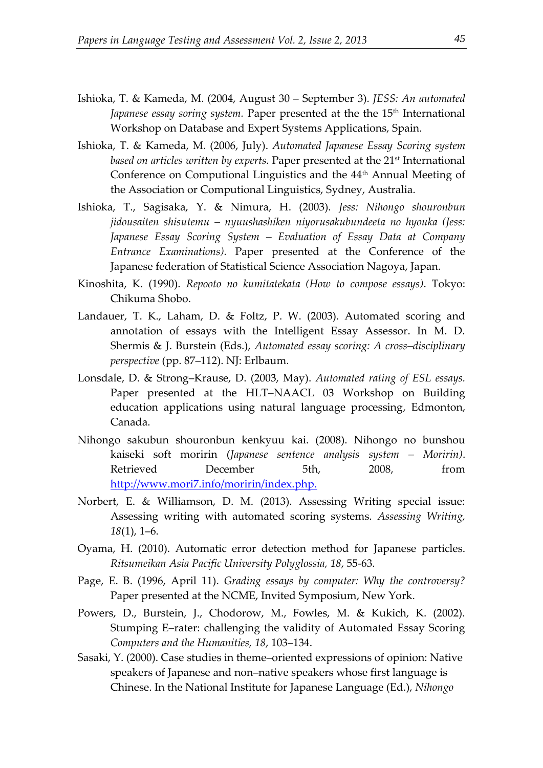Ishioka, T. & Kameda, M. (2004, August 30 – September 3). *JESS: An automated Japanese essay soring system.* Paper presented at the the 15th International Workshop on Database and Expert Systems Applications, Spain.

Ishioka, T. & Kameda, M. (2006, July). *Automated Japanese Essay Scoring system based on articles written by experts.* Paper presented at the 21st International Conference on Computational Linguistics and the 44th Annual Meeting of the Association or Computional Linguistics, Sydney, Australia.

Ishioka, T., Sagisaka, Y. & Nimura, H. (2003). *Jess: Nihongo shouronbun jidousaiten shisutemu – nyuushashiken niyorusakubundeeta no hyouka (Jess: Japanese Essay Scoring System – Evaluation of Essay Data at Company Entrance Examinations).* Paper presented at the Conference of the Japanese federation of Statistical Science Association Nagoya, Japan.

Kinoshita, K. (1990). *Repooto no kumitatekata (How to compose essays)*. Tokyo: Chikuma Shobo.

Landauer, T. K., Laham, D. & Foltz, P. W. (2003). Automated scoring and annotation of essays with the Intelligent Essay Assessor. In M. D. Shermis & J. Burstein (Eds.), *Automated essay scoring: A cross–disciplinary perspective* (pp. 87–112). NJ: Erlbaum.

Lonsdale, D. & Strong–Krause, D. (2003, May). *Automated rating of ESL essays.* Paper presented at the HLT–NAACL 03 Workshop on Building education applications using natural language processing, Edmonton, Canada.

Nihongo sakubun shouronbun kenkyuu kai. (2008). Nihongo no bunshou kaiseki soft moririn (*Japanese sentence analysis system – Moririn)*. Retrieved December 5th, 2008, from http://www.mori7.info/moririn/index.php.

Norbert, E. & Williamson, D. M. (2013). Assessing Writing special issue: Assessing writing with automated scoring systems. *Assessing Writing, 18*(1), 1–6.

Oyama, H. (2010). Automatic error detection method for Japanese particles. *Ritsumeikan Asia Pacific University Polyglossia, 18*, 55-63.

Page, E. B. (1996, April 11). *Grading essays by computer: Why the controversy?* Paper presented at the NCME, Invited Symposium, New York.

Powers, D., Burstein, J., Chodorow, M., Fowles, M. & Kukich, K. (2002). Stumping E–rater: challenging the validity of Automated Essay Scoring *Computers and the Humanities, 18*, 103–134.

Sasaki, Y. (2000). Case studies in theme–oriented expressions of opinion: Native speakers of Japanese and non–native speakers whose first language is Chinese. In the National Institute for Japanese Language (Ed.), *Nihongo*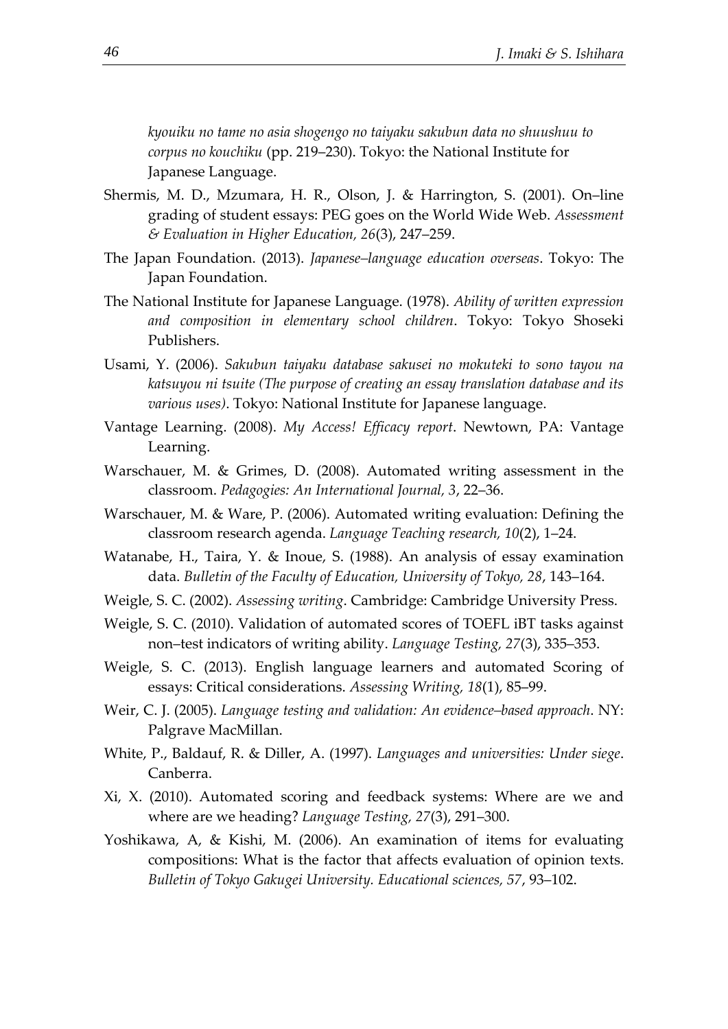*kyouiku no tame no asia shogengo no taiyaku sakubun data no shuushuu to corpus no kouchiku* (pp. 219–230). Tokyo: the National Institute for Japanese Language.

Shermis, M. D., Mzumara, H. R., Olson, J. & Harrington, S. (2001). On–line grading of student essays: PEG goes on the World Wide Web. *Assessment & Evaluation in Higher Education, 26*(3), 247–259.

The Japan Foundation. (2013). *Japanese–language education overseas*. Tokyo: The Japan Foundation.

The National Institute for Japanese Language. (1978). *Ability of written expression and composition in elementary school children*. Tokyo: Tokyo Shoseki Publishers.

Usami, Y. (2006). *Sakubun taiyaku database sakusei no mokuteki to sono tayou na katsuyou ni tsuite (The purpose of creating an essay translation database and its various uses)*. Tokyo: National Institute for Japanese language.

Vantage Learning. (2008). *My Access! Efficacy report*. Newtown, PA: Vantage Learning.

Warschauer, M. & Grimes, D. (2008). Automated writing assessment in the classroom. *Pedagogies: An International Journal, 3*, 22–36.

Warschauer, M. & Ware, P. (2006). Automated writing evaluation: Defining the classroom research agenda. *Language Teaching research, 10*(2), 1–24.

Watanabe, H., Taira, Y. & Inoue, S. (1988). An analysis of essay examination data. *Bulletin of the Faculty of Education, University of Tokyo, 28*, 143–164.

Weigle, S. C. (2002). *Assessing writing*. Cambridge: Cambridge University Press.

Weigle, S. C. (2010). Validation of automated scores of TOEFL iBT tasks against non–test indicators of writing ability. *Language Testing, 27*(3), 335–353.

Weigle, S. C. (2013). English language learners and automated Scoring of essays: Critical considerations. *Assessing Writing, 18*(1), 85–99.

Weir, C. J. (2005). *Language testing and validation: An evidence–based approach*. NY: Palgrave MacMillan.

White, P., Baldauf, R. & Diller, A. (1997). *Languages and universities: Under siege*. Canberra.

Xi, X. (2010). Automated scoring and feedback systems: Where are we and where are we heading? *Language Testing, 27*(3), 291–300.

Yoshikawa, A, & Kishi, M. (2006). An examination of items for evaluating compositions: What is the factor that affects evaluation of opinion texts. *Bulletin of Tokyo Gakugei University. Educational sciences, 57*, 93–102.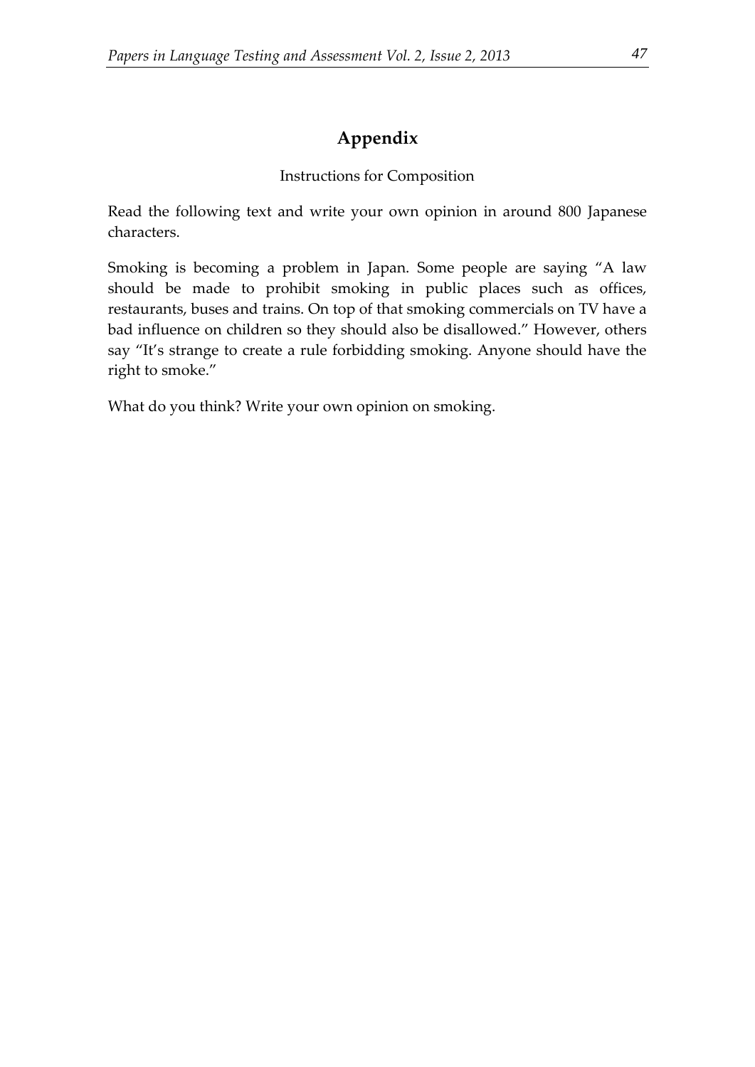# Appendix

Instructions for Composition

Read the following text and write your own opinion in around 800 Japanese characters.

Smoking is becoming a problem in Japan. Some people are saying "A law should be made to prohibit smoking in public places such as offices, restaurants, buses and trains. On top of that smoking commercials on TV have a bad influence on children so they should also be disallowed." However, others say "It's strange to create a rule forbidding smoking. Anyone should have the right to smoke."

What do you think? Write your own opinion on smoking.